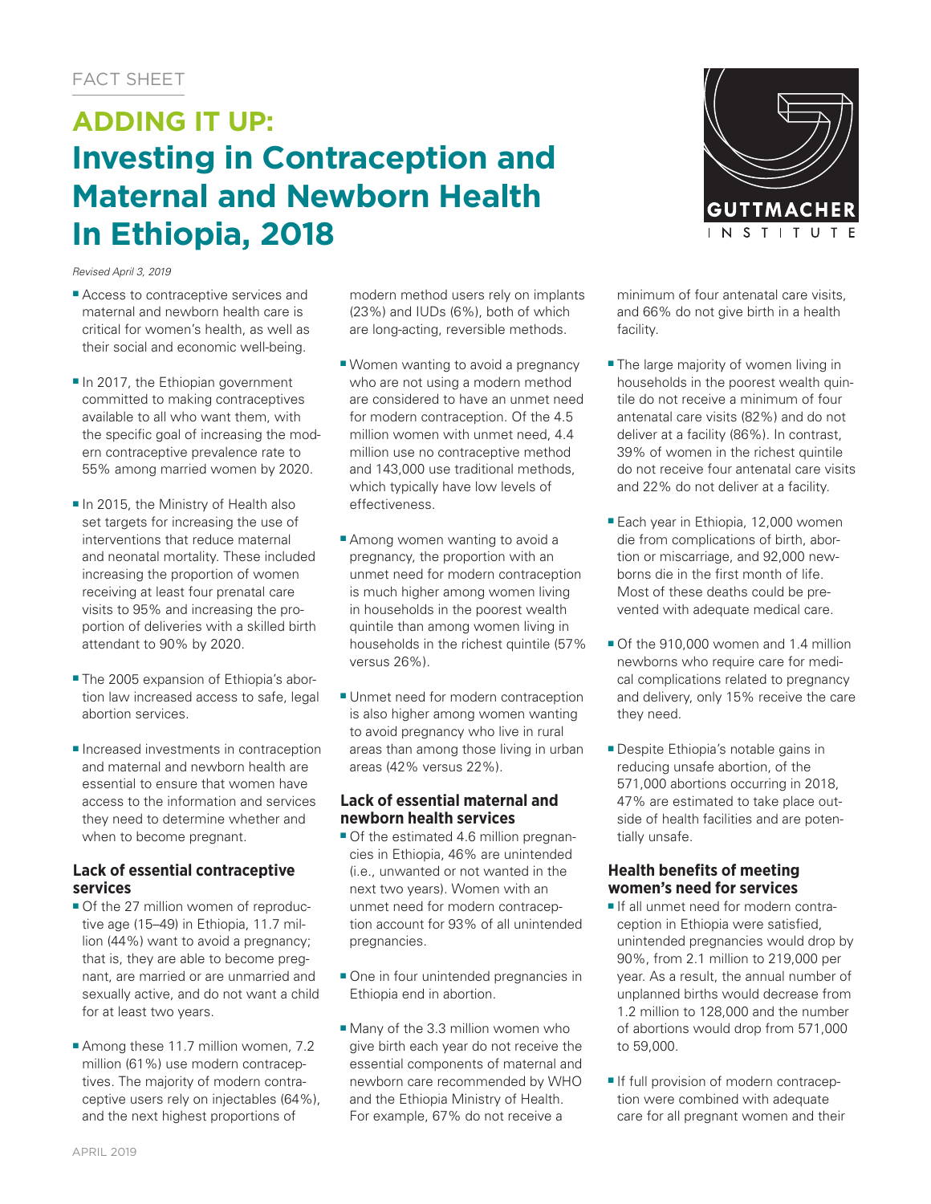FACT SHEET

# ADDING IT UP: Investing in Contraception and Maternal and Newborn Health In Ethiopia, 2018

*Revised April 3, 2019*

- Access to contraceptive services and maternal and newborn health care is critical for women's health, as well as their social and economic well-being.
- In 2017, the Ethiopian government committed to making contraceptives available to all who want them, with the specific goal of increasing the modern contraceptive prevalence rate to 55% among married women by 2020.
- In 2015, the Ministry of Health also set targets for increasing the use of interventions that reduce maternal and neonatal mortality. These included increasing the proportion of women receiving at least four prenatal care visits to 95% and increasing the proportion of deliveries with a skilled birth attendant to 90% by 2020.
- The 2005 expansion of Ethiopia's abortion law increased access to safe, legal abortion services.
- Increased investments in contraception and maternal and newborn health are essential to ensure that women have access to the information and services they need to determine whether and when to become pregnant.

## Lack of essential contraceptive services

- Of the 27 million women of reproductive age (15–49) in Ethiopia, 11.7 million (44%) want to avoid a pregnancy; that is, they are able to become pregnant, are married or are unmarried and sexually active, and do not want a child for at least two years.
- Among these 11.7 million women, 7.2 million (61%) use modern contraceptives. The majority of modern contraceptive users rely on injectables (64%), and the next highest proportions of modern method users rely on implants (23%) and IUDs (6%), both of which are long-acting, reversible methods.
- Women wanting to avoid a pregnancy who are not using a modern method are considered to have an unmet need for modern contraception. Of the 4.5 million women with unmet need, 4.4 million use no contraceptive method and 143,000 use traditional methods, which typically have low levels of effectiveness.
- Among women wanting to avoid a pregnancy, the proportion with an unmet need for modern contraception is much higher among women living in households in the poorest wealth quintile than among women living in households in the richest quintile (57% versus 26%).
- Unmet need for modern contraception is also higher among women wanting to avoid pregnancy who live in rural areas than among those living in urban areas (42% versus 22%).

## Lack of essential maternal and newborn health services

- Of the estimated 4.6 million pregnancies in Ethiopia, 46% are unintended (i.e., unwanted or not wanted in the next two years). Women with an unmet need for modern contraception account for 93% of all unintended pregnancies.
- One in four unintended pregnancies in Ethiopia end in abortion.
- Many of the 3.3 million women who give birth each year do not receive the essential components of maternal and newborn care recommended by WHO and the Ethiopia Ministry of Health. For example, 67% do not receive a minimum of four antenatal care visits, and 66% do not give birth in a health facility.
- The large majority of women living in households in the poorest wealth quintile do not receive a minimum of four antenatal care visits (82%) and do not deliver at a facility (86%). In contrast, 39% of women in the richest quintile do not receive four antenatal care visits and 22% do not deliver at a facility.
- Each year in Ethiopia, 12,000 women die from complications of birth, abortion or miscarriage, and 92,000 newborns die in the first month of life. Most of these deaths could be prevented with adequate medical care.
- Of the 910,000 women and 1.4 million newborns who require care for medical complications related to pregnancy and delivery, only 15% receive the care they need.
- Despite Ethiopia's notable gains in reducing unsafe abortion, of the 571,000 abortions occurring in 2018, 47% are estimated to take place outside of health facilities and are potentially unsafe.

## Health benefits of meeting women's need for services

- If all unmet need for modern contraception in Ethiopia were satisfied, unintended pregnancies would drop by 90%, from 2.1 million to 219,000 per year. As a result, the annual number of unplanned births would decrease from 1.2 million to 128,000 and the number of abortions would drop from 571,000 to 59,000.
- If full provision of modern contraception were combined with adequate care for all pregnant women and their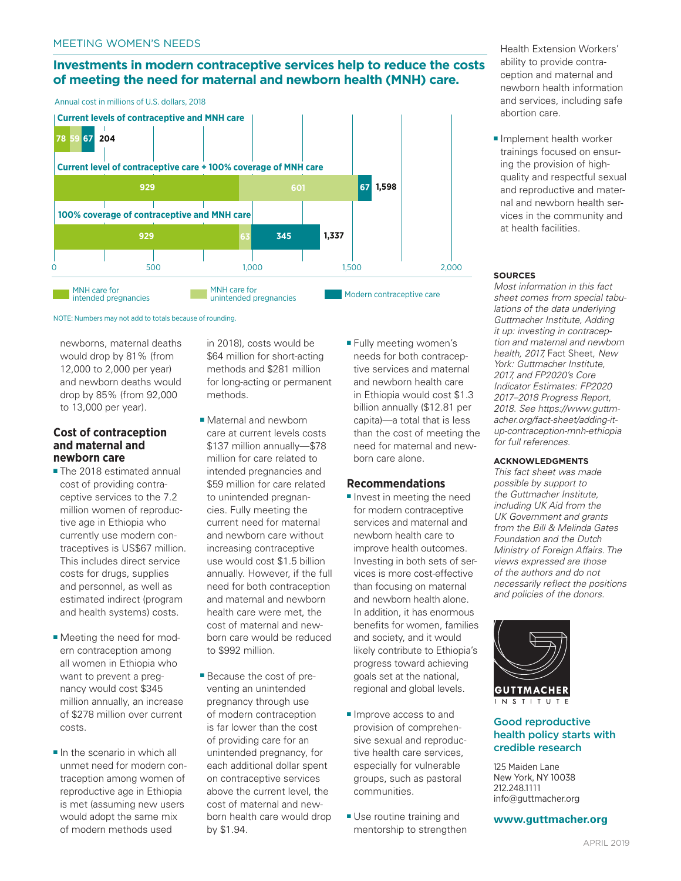MEETING WOMEN'S NEEDS

## Investments in modern contraceptive services help to reduce the costs of meeting the need for maternal and newborn health (MNH) care.

Annual cost in millions of U.S. dollars, 2018

Current levels of contraceptive and MNH care

78 59 67 204

Current level of contraceptive care + 100% coverage of MNH care

929 601 67 1,598

100% coverage of contraceptive and MNH care

929 63 345 1,337

0 500 1,000 1,500 2,000

MNH care for intended pregnancies

MNH care for unintended pregnancies

Modern contraceptive care

NOTE: Numbers may not add to totals because of rounding.

newborns, maternal deaths would drop by 81% (from 12,000 to 2,000 per year) and newborn deaths would drop by 85% (from 92,000 to 13,000 per year).

### Cost of contraception and maternal and newborn care

- The 2018 estimated annual cost of providing contraceptive services to the 7.2 million women of reproductive age in Ethiopia who currently use modern contraceptives is US$67 million. This includes direct service costs for drugs, supplies and personnel, as well as estimated indirect (program and health systems) costs.
- Meeting the need for modern contraception among all women in Ethiopia who want to prevent a pregnancy would cost $345 million annually, an increase of $278 million over current costs.
- In the scenario in which all unmet need for modern contraception among women of reproductive age in Ethiopia is met (assuming new users would adopt the same mix of modern methods used in 2018), costs would be $64 million for short-acting methods and $281 million for long-acting or permanent methods.
- Maternal and newborn care at current levels costs $137 million annually—$78 million for care related to intended pregnancies and $59 million for care related to unintended pregnancies. Fully meeting the current need for maternal and newborn care without increasing contraceptive use would cost $1.5 billion annually. However, if the full need for both contraception and maternal and newborn health care were met, the cost of maternal and newborn care would be reduced to $992 million.
- Because the cost of preventing an unintended pregnancy through use of modern contraception is far lower than the cost of providing care for an unintended pregnancy, for each additional dollar spent on contraceptive services above the current level, the cost of maternal and newborn health care would drop by $1.94.
- Fully meeting women's needs for both contraceptive services and maternal and newborn care in Ethiopia would cost $1.3 billion annually ($12.81 per capita)—a total that is less than the cost of meeting the need for maternal and newborn care alone.

### Recommendations

- Invest in meeting the need for modern contraceptive services and maternal and newborn health care to improve health outcomes. Investing in both sets of services is more cost-effective than focusing on maternal and newborn health alone. In addition, it has enormous benefits for women, families and society, and it would likely contribute to Ethiopia's progress toward achieving goals set at the national, regional and global levels.
- Improve access to and provision of comprehensive sexual and reproductive health care services, especially for vulnerable groups, such as pastoral communities.
- Use routine training and mentorship to strengthen Health Extension Workers' ability to provide contraception and maternal and newborn health information and services, including safe abortion care.
- Implement health worker trainings focused on ensuring the provision of high-quality and respectful sexual and reproductive and maternal and newborn health services in the community and at health facilities.

**SOURCES**

*Most information in this fact sheet comes from special tabulations of the data underlying Guttmacher Institute, Adding it up: investing in contraception and maternal and newborn health, 2017, Fact Sheet, New York: Guttmacher Institute, 2017, and FP2020's Core Indicator Estimates: FP2020 2017–2018 Progress Report, 2018. See https://www.guttmacher.org/fact-sheet/adding-it-up-contraception-mnh-ethiopia for full references.*

**ACKNOWLEDGMENTS**

*This fact sheet was made possible by support to the Guttmacher Institute, including UK Aid from the UK Government and grants from the Bill & Melinda Gates Foundation and the Dutch Ministry of Foreign Affairs. The views expressed are those of the authors and do not necessarily reflect the positions and policies of the donors.*

GUTTMACHER INSTITUTE

**Good reproductive health policy starts with credible research**

125 Maiden Lane
New York, NY 10038
212.248.1111
info@guttmacher.org

**www.guttmacher.org**

APRIL 2019